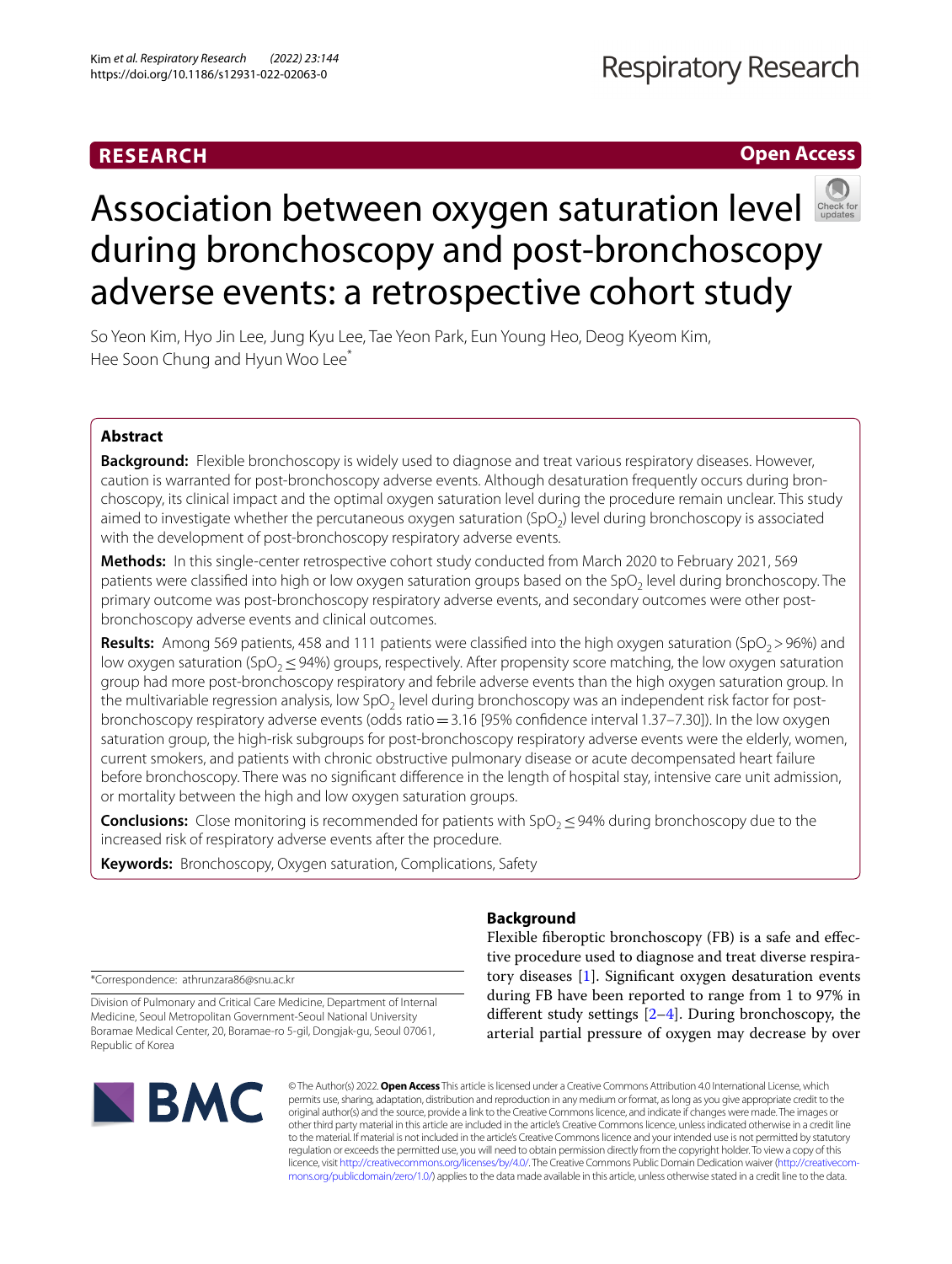RESEARCH

Open Access

# Association between oxygen saturation level during bronchoscopy and post-bronchoscopy adverse events: a retrospective cohort study

So Yeon Kim, Hyo Jin Lee, Jung Kyu Lee, Tae Yeon Park, Eun Young Heo, Deog Kyeom Kim, Hee Soon Chung and Hyun Woo Lee*

## Abstract

**Background:** Flexible bronchoscopy is widely used to diagnose and treat various respiratory diseases. However, caution is warranted for post-bronchoscopy adverse events. Although desaturation frequently occurs during bronchoscopy, its clinical impact and the optimal oxygen saturation level during the procedure remain unclear. This study aimed to investigate whether the percutaneous oxygen saturation ($SpO_2$) level during bronchoscopy is associated with the development of post-bronchoscopy respiratory adverse events.

**Methods:** In this single-center retrospective cohort study conducted from March 2020 to February 2021, 569 patients were classified into high or low oxygen saturation groups based on the $SpO_2$ level during bronchoscopy. The primary outcome was post-bronchoscopy respiratory adverse events, and secondary outcomes were other post-bronchoscopy adverse events and clinical outcomes.

**Results:** Among 569 patients, 458 and 111 patients were classified into the high oxygen saturation ($SpO_2 > 96\%$) and low oxygen saturation ($SpO_2 \leq 94\%$) groups, respectively. After propensity score matching, the low oxygen saturation group had more post-bronchoscopy respiratory and febrile adverse events than the high oxygen saturation group. In the multivariable regression analysis, low $SpO_2$ level during bronchoscopy was an independent risk factor for post-bronchoscopy respiratory adverse events (odds ratio = 3.16 [95% confidence interval 1.37–7.30]). In the low oxygen saturation group, the high-risk subgroups for post-bronchoscopy respiratory adverse events were the elderly, women, current smokers, and patients with chronic obstructive pulmonary disease or acute decompensated heart failure before bronchoscopy. There was no significant difference in the length of hospital stay, intensive care unit admission, or mortality between the high and low oxygen saturation groups.

**Conclusions:** Close monitoring is recommended for patients with $SpO_2 \leq 94\%$ during bronchoscopy due to the increased risk of respiratory adverse events after the procedure.

**Keywords:** Bronchoscopy, Oxygen saturation, Complications, Safety

*Correspondence: athrunzara86@snu.ac.kr

Division of Pulmonary and Critical Care Medicine, Department of Internal Medicine, Seoul Metropolitan Government-Seoul National University Boramae Medical Center, 20, Boramae-ro 5-gil, Dongjak-gu, Seoul 07061, Republic of Korea

## Background

Flexible fiberoptic bronchoscopy (FB) is a safe and effective procedure used to diagnose and treat diverse respiratory diseases [1]. Significant oxygen desaturation events during FB have been reported to range from 1 to 97% in different study settings [2–4]. During bronchoscopy, the arterial partial pressure of oxygen may decrease by over

© The Author(s) 2022. **Open Access** This article is licensed under a Creative Commons Attribution 4.0 International License, which permits use, sharing, adaptation, distribution and reproduction in any medium or format, as long as you give appropriate credit to the original author(s) and the source, provide a link to the Creative Commons licence, and indicate if changes were made. The images or other third party material in this article are included in the article's Creative Commons licence, unless indicated otherwise in a credit line to the material. If material is not included in the article's Creative Commons licence and your intended use is not permitted by statutory regulation or exceeds the permitted use, you will need to obtain permission directly from the copyright holder. To view a copy of this licence, visit http://creativecommons.org/licenses/by/4.0/. The Creative Commons Public Domain Dedication waiver (http://creativecommons.org/publicdomain/zero/1.0/) applies to the data made available in this article, unless otherwise stated in a credit line to the data.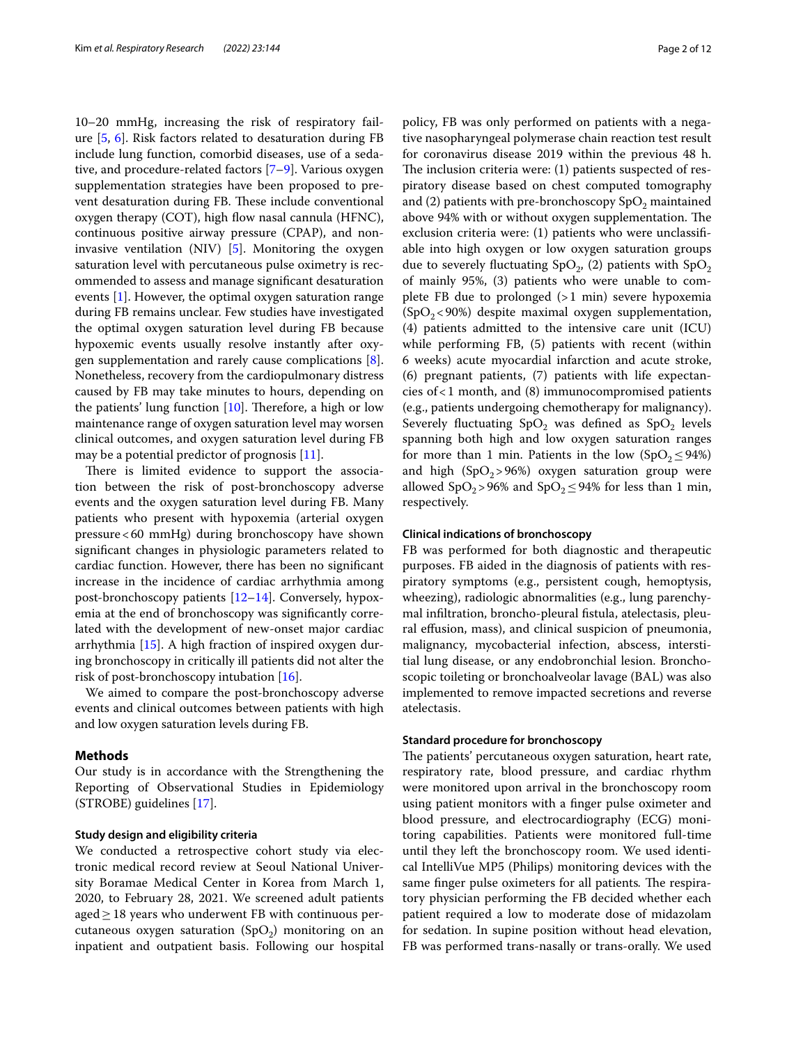10–20 mmHg, increasing the risk of respiratory failure [5, 6]. Risk factors related to desaturation during FB include lung function, comorbid diseases, use of a sedative, and procedure-related factors [7–9]. Various oxygen supplementation strategies have been proposed to prevent desaturation during FB. These include conventional oxygen therapy (COT), high flow nasal cannula (HFNC), continuous positive airway pressure (CPAP), and non-invasive ventilation (NIV) [5]. Monitoring the oxygen saturation level with percutaneous pulse oximetry is recommended to assess and manage significant desaturation events [1]. However, the optimal oxygen saturation range during FB remains unclear. Few studies have investigated the optimal oxygen saturation level during FB because hypoxemic events usually resolve instantly after oxygen supplementation and rarely cause complications [8]. Nonetheless, recovery from the cardiopulmonary distress caused by FB may take minutes to hours, depending on the patients' lung function [10]. Therefore, a high or low maintenance range of oxygen saturation level may worsen clinical outcomes, and oxygen saturation level during FB may be a potential predictor of prognosis [11].

There is limited evidence to support the association between the risk of post-bronchoscopy adverse events and the oxygen saturation level during FB. Many patients who present with hypoxemia (arterial oxygen pressure < 60 mmHg) during bronchoscopy have shown significant changes in physiologic parameters related to cardiac function. However, there has been no significant increase in the incidence of cardiac arrhythmia among post-bronchoscopy patients [12–14]. Conversely, hypoxemia at the end of bronchoscopy was significantly correlated with the development of new-onset major cardiac arrhythmia [15]. A high fraction of inspired oxygen during bronchoscopy in critically ill patients did not alter the risk of post-bronchoscopy intubation [16].

We aimed to compare the post-bronchoscopy adverse events and clinical outcomes between patients with high and low oxygen saturation levels during FB.

## Methods

Our study is in accordance with the Strengthening the Reporting of Observational Studies in Epidemiology (STROBE) guidelines [17].

### Study design and eligibility criteria

We conducted a retrospective cohort study via electronic medical record review at Seoul National University Boramae Medical Center in Korea from March 1, 2020, to February 28, 2021. We screened adult patients aged ≥ 18 years who underwent FB with continuous percutaneous oxygen saturation ($SpO_2$) monitoring on an inpatient and outpatient basis. Following our hospital policy, FB was only performed on patients with a negative nasopharyngeal polymerase chain reaction test result for coronavirus disease 2019 within the previous 48 h. The inclusion criteria were: (1) patients suspected of respiratory disease based on chest computed tomography and (2) patients with pre-bronchoscopy $SpO_2$ maintained above 94% with or without oxygen supplementation. The exclusion criteria were: (1) patients who were unclassifiable into high oxygen or low oxygen saturation groups due to severely fluctuating $SpO_2$, (2) patients with $SpO_2$ of mainly 95%, (3) patients who were unable to complete FB due to prolonged (> 1 min) severe hypoxemia ($SpO_2$ < 90%) despite maximal oxygen supplementation, (4) patients admitted to the intensive care unit (ICU) while performing FB, (5) patients with recent (within 6 weeks) acute myocardial infarction and acute stroke, (6) pregnant patients, (7) patients with life expectancies of < 1 month, and (8) immunocompromised patients (e.g., patients undergoing chemotherapy for malignancy). Severely fluctuating $SpO_2$ was defined as $SpO_2$ levels spanning both high and low oxygen saturation ranges for more than 1 min. Patients in the low ($SpO_2 \leq 94\%$) and high ($SpO_2 > 96\%$) oxygen saturation group were allowed $SpO_2 > 96\%$ and $SpO_2 \leq 94\%$ for less than 1 min, respectively.

### Clinical indications of bronchoscopy

FB was performed for both diagnostic and therapeutic purposes. FB aided in the diagnosis of patients with respiratory symptoms (e.g., persistent cough, hemoptysis, wheezing), radiologic abnormalities (e.g., lung parenchymal infiltration, broncho-pleural fistula, atelectasis, pleural effusion, mass), and clinical suspicion of pneumonia, malignancy, mycobacterial infection, abscess, interstitial lung disease, or any endobronchial lesion. Bronchoscopic toileting or bronchoalveolar lavage (BAL) was also implemented to remove impacted secretions and reverse atelectasis.

### Standard procedure for bronchoscopy

The patients' percutaneous oxygen saturation, heart rate, respiratory rate, blood pressure, and cardiac rhythm were monitored upon arrival in the bronchoscopy room using patient monitors with a finger pulse oximeter and blood pressure, and electrocardiography (ECG) monitoring capabilities. Patients were monitored full-time until they left the bronchoscopy room. We used identical IntelliVue MP5 (Philips) monitoring devices with the same finger pulse oximeters for all patients. The respiratory physician performing the FB decided whether each patient required a low to moderate dose of midazolam for sedation. In supine position without head elevation, FB was performed trans-nasally or trans-orally. We used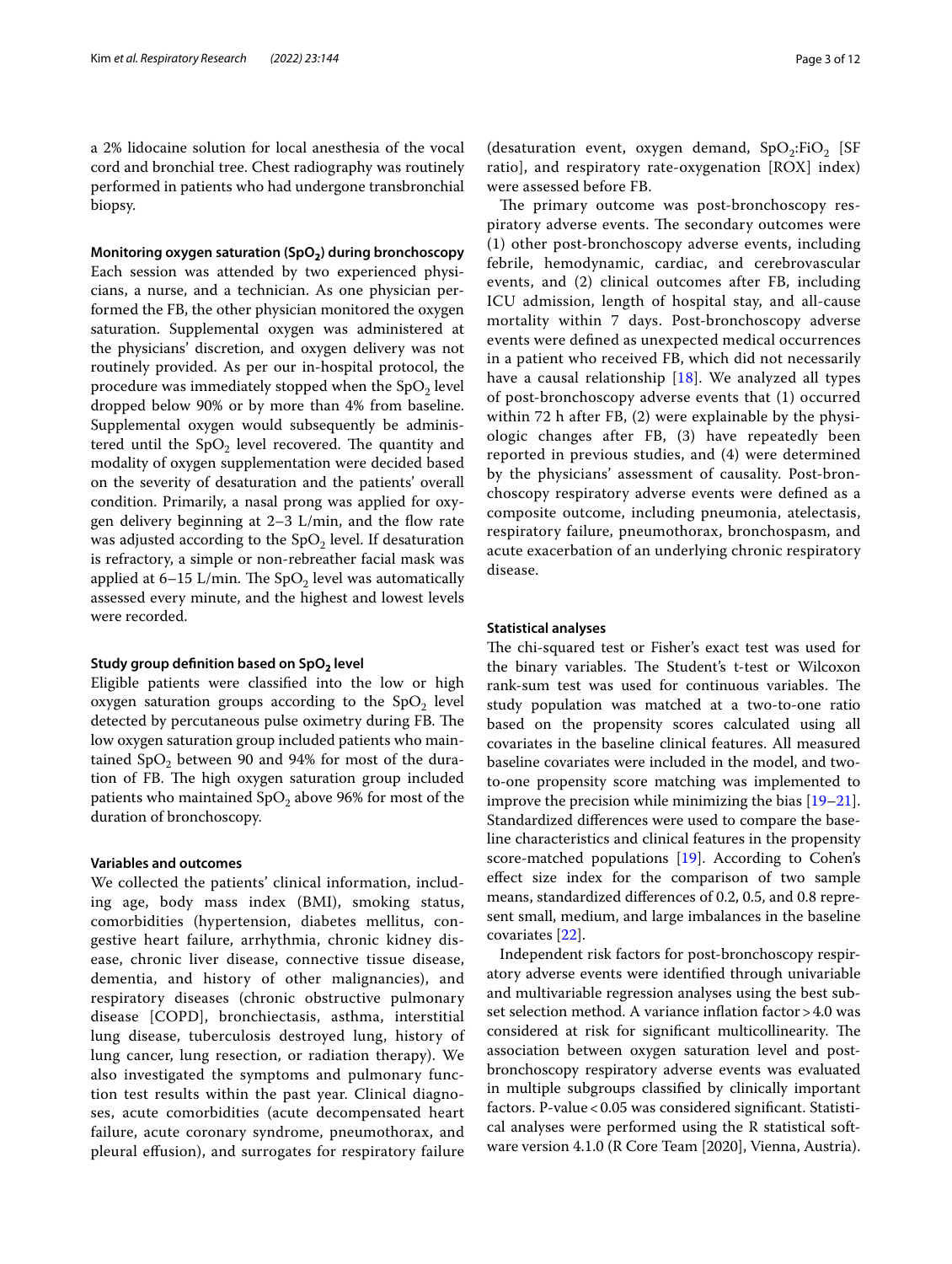a 2% lidocaine solution for local anesthesia of the vocal cord and bronchial tree. Chest radiography was routinely performed in patients who had undergone transbronchial biopsy.

### Monitoring oxygen saturation ($SpO_2$) during bronchoscopy

Each session was attended by two experienced physicians, a nurse, and a technician. As one physician performed the FB, the other physician monitored the oxygen saturation. Supplemental oxygen was administered at the physicians' discretion, and oxygen delivery was not routinely provided. As per our in-hospital protocol, the procedure was immediately stopped when the $SpO_2$ level dropped below 90% or by more than 4% from baseline. Supplemental oxygen would subsequently be administered until the $SpO_2$ level recovered. The quantity and modality of oxygen supplementation were decided based on the severity of desaturation and the patients' overall condition. Primarily, a nasal prong was applied for oxygen delivery beginning at 2–3 L/min, and the flow rate was adjusted according to the $SpO_2$ level. If desaturation is refractory, a simple or non-rebreather facial mask was applied at 6–15 L/min. The $SpO_2$ level was automatically assessed every minute, and the highest and lowest levels were recorded.

### Study group definition based on $SpO_2$ level

Eligible patients were classified into the low or high oxygen saturation groups according to the $SpO_2$ level detected by percutaneous pulse oximetry during FB. The low oxygen saturation group included patients who maintained $SpO_2$ between 90 and 94% for most of the duration of FB. The high oxygen saturation group included patients who maintained $SpO_2$ above 96% for most of the duration of bronchoscopy.

### Variables and outcomes

We collected the patients' clinical information, including age, body mass index (BMI), smoking status, comorbidities (hypertension, diabetes mellitus, congestive heart failure, arrhythmia, chronic kidney disease, chronic liver disease, connective tissue disease, dementia, and history of other malignancies), and respiratory diseases (chronic obstructive pulmonary disease [COPD], bronchiectasis, asthma, interstitial lung disease, tuberculosis destroyed lung, history of lung cancer, lung resection, or radiation therapy). We also investigated the symptoms and pulmonary function test results within the past year. Clinical diagnoses, acute comorbidities (acute decompensated heart failure, acute coronary syndrome, pneumothorax, and pleural effusion), and surrogates for respiratory failure (desaturation event, oxygen demand, $SpO_2$:$FiO_2$ [SF ratio], and respiratory rate-oxygenation [ROX] index) were assessed before FB.

The primary outcome was post-bronchoscopy respiratory adverse events. The secondary outcomes were (1) other post-bronchoscopy adverse events, including febrile, hemodynamic, cardiac, and cerebrovascular events, and (2) clinical outcomes after FB, including ICU admission, length of hospital stay, and all-cause mortality within 7 days. Post-bronchoscopy adverse events were defined as unexpected medical occurrences in a patient who received FB, which did not necessarily have a causal relationship [18]. We analyzed all types of post-bronchoscopy adverse events that (1) occurred within 72 h after FB, (2) were explainable by the physiologic changes after FB, (3) have repeatedly been reported in previous studies, and (4) were determined by the physicians' assessment of causality. Post-bronchoscopy respiratory adverse events were defined as a composite outcome, including pneumonia, atelectasis, respiratory failure, pneumothorax, bronchospasm, and acute exacerbation of an underlying chronic respiratory disease.

### Statistical analyses

The chi-squared test or Fisher's exact test was used for the binary variables. The Student's t-test or Wilcoxon rank-sum test was used for continuous variables. The study population was matched at a two-to-one ratio based on the propensity scores calculated using all covariates in the baseline clinical features. All measured baseline covariates were included in the model, and two-to-one propensity score matching was implemented to improve the precision while minimizing the bias [19–21]. Standardized differences were used to compare the baseline characteristics and clinical features in the propensity score-matched populations [19]. According to Cohen's effect size index for the comparison of two sample means, standardized differences of 0.2, 0.5, and 0.8 represent small, medium, and large imbalances in the baseline covariates [22].

Independent risk factors for post-bronchoscopy respiratory adverse events were identified through univariable and multivariable regression analyses using the best subset selection method. A variance inflation factor > 4.0 was considered at risk for significant multicollinearity. The association between oxygen saturation level and post-bronchoscopy respiratory adverse events was evaluated in multiple subgroups classified by clinically important factors. P-value < 0.05 was considered significant. Statistical analyses were performed using the R statistical software version 4.1.0 (R Core Team [2020], Vienna, Austria).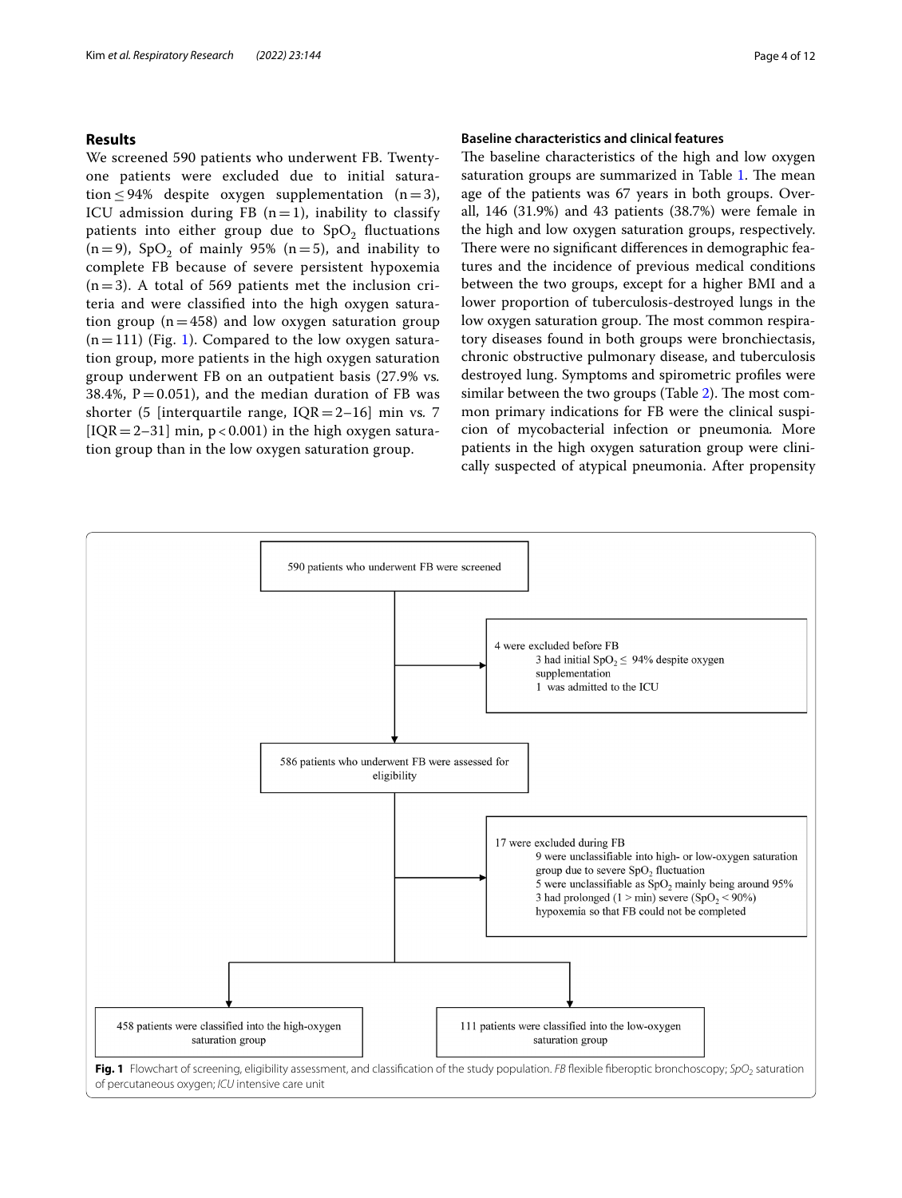## Results

We screened 590 patients who underwent FB. Twenty-one patients were excluded due to initial saturation ≤ 94% despite oxygen supplementation (n = 3), ICU admission during FB (n = 1), inability to classify patients into either group due to $SpO_2$ fluctuations (n = 9), $SpO_2$ of mainly 95% (n = 5), and inability to complete FB because of severe persistent hypoxemia (n = 3). A total of 569 patients met the inclusion criteria and were classified into the high oxygen saturation group (n = 458) and low oxygen saturation group (n = 111) (Fig. 1). Compared to the low oxygen saturation group, more patients in the high oxygen saturation group underwent FB on an outpatient basis (27.9% vs. 38.4%, P = 0.051), and the median duration of FB was shorter (5 [interquartile range, IQR = 2–16] min vs. 7 [IQR = 2–31] min, p < 0.001) in the high oxygen saturation group than in the low oxygen saturation group.

### Baseline characteristics and clinical features

The baseline characteristics of the high and low oxygen saturation groups are summarized in Table 1. The mean age of the patients was 67 years in both groups. Overall, 146 (31.9%) and 43 patients (38.7%) were female in the high and low oxygen saturation groups, respectively. There were no significant differences in demographic features and the incidence of previous medical conditions between the two groups, except for a higher BMI and a lower proportion of tuberculosis-destroyed lungs in the low oxygen saturation group. The most common respiratory diseases found in both groups were bronchiectasis, chronic obstructive pulmonary disease, and tuberculosis destroyed lung. Symptoms and spirometric profiles were similar between the two groups (Table 2). The most common primary indications for FB were the clinical suspicion of mycobacterial infection or pneumonia. More patients in the high oxygen saturation group were clinically suspected of atypical pneumonia. After propensity

590 patients who underwent FB were screened

4 were excluded before FB
- 3 had initial $SpO_2 \leq$ 94% despite oxygen supplementation
- 1 was admitted to the ICU

586 patients who underwent FB were assessed for eligibility

17 were excluded during FB
- 9 were unclassifiable into high- or low-oxygen saturation group due to severe $SpO_2$ fluctuation
- 5 were unclassifiable as $SpO_2$ mainly being around 95%
- 3 had prolonged (1 > min) severe ($SpO_2$ < 90%) hypoxemia so that FB could not be completed

458 patients were classified into the high-oxygen saturation group

111 patients were classified into the low-oxygen saturation group

**Fig. 1** Flowchart of screening, eligibility assessment, and classification of the study population. *FB* flexible fiberoptic bronchoscopy; *$SpO_2$* saturation of percutaneous oxygen; *ICU* intensive care unit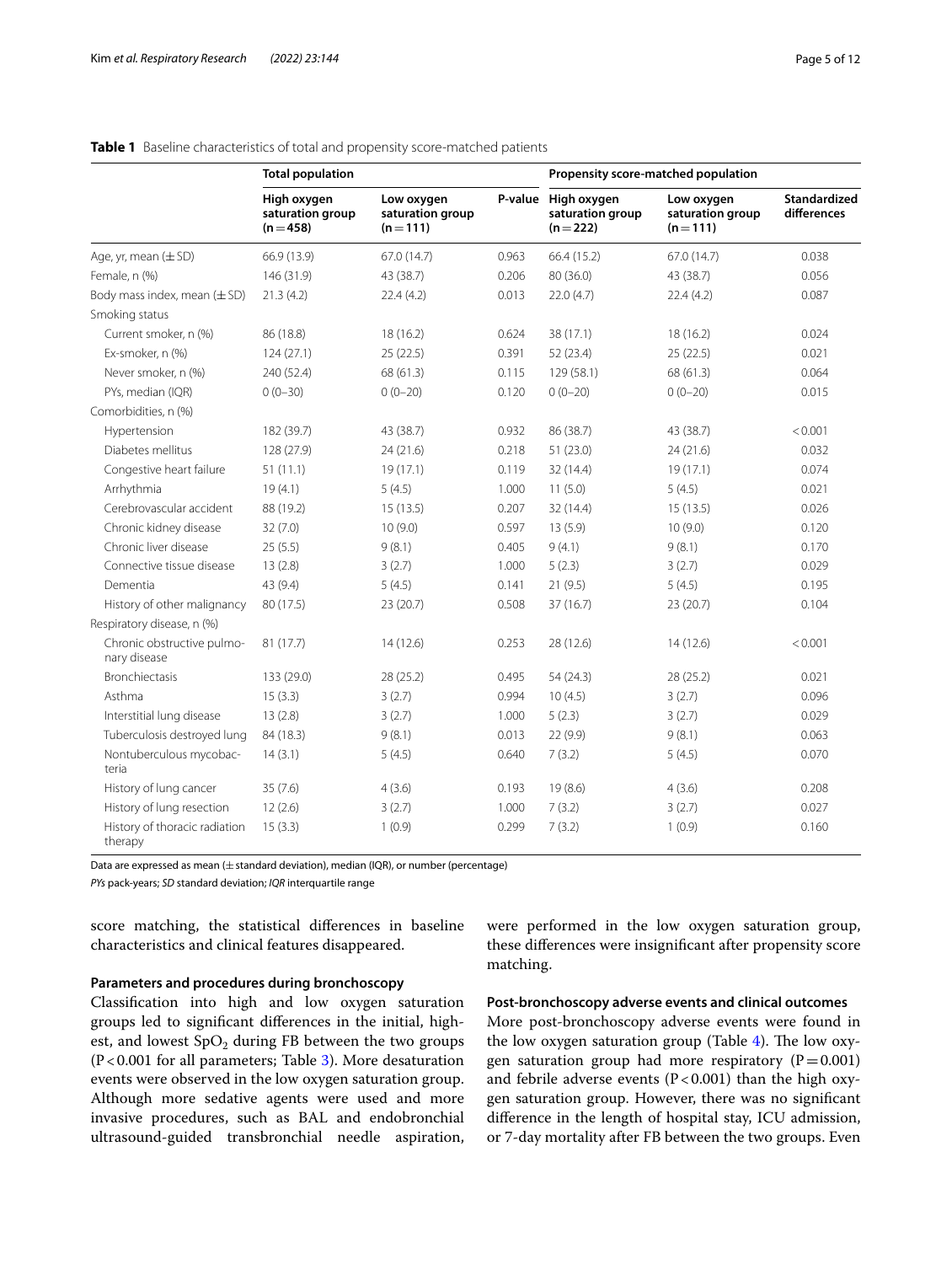**Table 1** Baseline characteristics of total and propensity score-matched patients

| | Total population | | | Propensity score-matched population | | |
|---|---|---|---|---|---|---|
| | High oxygen saturation group (n = 458) | Low oxygen saturation group (n = 111) | P-value | High oxygen saturation group (n = 222) | Low oxygen saturation group (n = 111) | Standardized differences |
| Age, yr, mean (± SD) | 66.9 (13.9) | 67.0 (14.7) | 0.963 | 66.4 (15.2) | 67.0 (14.7) | 0.038 |
| Female, n (%) | 146 (31.9) | 43 (38.7) | 0.206 | 80 (36.0) | 43 (38.7) | 0.056 |
| Body mass index, mean (± SD) | 21.3 (4.2) | 22.4 (4.2) | 0.013 | 22.0 (4.7) | 22.4 (4.2) | 0.087 |
| Smoking status | | | | | | |
| Current smoker, n (%) | 86 (18.8) | 18 (16.2) | 0.624 | 38 (17.1) | 18 (16.2) | 0.024 |
| Ex-smoker, n (%) | 124 (27.1) | 25 (22.5) | 0.391 | 52 (23.4) | 25 (22.5) | 0.021 |
| Never smoker, n (%) | 240 (52.4) | 68 (61.3) | 0.115 | 129 (58.1) | 68 (61.3) | 0.064 |
| PYs, median (IQR) | 0 (0–30) | 0 (0–20) | 0.120 | 0 (0–20) | 0 (0–20) | 0.015 |
| Comorbidities, n (%) | | | | | | |
| Hypertension | 182 (39.7) | 43 (38.7) | 0.932 | 86 (38.7) | 43 (38.7) | < 0.001 |
| Diabetes mellitus | 128 (27.9) | 24 (21.6) | 0.218 | 51 (23.0) | 24 (21.6) | 0.032 |
| Congestive heart failure | 51 (11.1) | 19 (17.1) | 0.119 | 32 (14.4) | 19 (17.1) | 0.074 |
| Arrhythmia | 19 (4.1) | 5 (4.5) | 1.000 | 11 (5.0) | 5 (4.5) | 0.021 |
| Cerebrovascular accident | 88 (19.2) | 15 (13.5) | 0.207 | 32 (14.4) | 15 (13.5) | 0.026 |
| Chronic kidney disease | 32 (7.0) | 10 (9.0) | 0.597 | 13 (5.9) | 10 (9.0) | 0.120 |
| Chronic liver disease | 25 (5.5) | 9 (8.1) | 0.405 | 9 (4.1) | 9 (8.1) | 0.170 |
| Connective tissue disease | 13 (2.8) | 3 (2.7) | 1.000 | 5 (2.3) | 3 (2.7) | 0.029 |
| Dementia | 43 (9.4) | 5 (4.5) | 0.141 | 21 (9.5) | 5 (4.5) | 0.195 |
| History of other malignancy | 80 (17.5) | 23 (20.7) | 0.508 | 37 (16.7) | 23 (20.7) | 0.104 |
| Respiratory disease, n (%) | | | | | | |
| Chronic obstructive pulmonary disease | 81 (17.7) | 14 (12.6) | 0.253 | 28 (12.6) | 14 (12.6) | < 0.001 |
| Bronchiectasis | 133 (29.0) | 28 (25.2) | 0.495 | 54 (24.3) | 28 (25.2) | 0.021 |
| Asthma | 15 (3.3) | 3 (2.7) | 0.994 | 10 (4.5) | 3 (2.7) | 0.096 |
| Interstitial lung disease | 13 (2.8) | 3 (2.7) | 1.000 | 5 (2.3) | 3 (2.7) | 0.029 |
| Tuberculosis destroyed lung | 84 (18.3) | 9 (8.1) | 0.013 | 22 (9.9) | 9 (8.1) | 0.063 |
| Nontuberculous mycobacteria | 14 (3.1) | 5 (4.5) | 0.640 | 7 (3.2) | 5 (4.5) | 0.070 |
| History of lung cancer | 35 (7.6) | 4 (3.6) | 0.193 | 19 (8.6) | 4 (3.6) | 0.208 |
| History of lung resection | 12 (2.6) | 3 (2.7) | 1.000 | 7 (3.2) | 3 (2.7) | 0.027 |
| History of thoracic radiation therapy | 15 (3.3) | 1 (0.9) | 0.299 | 7 (3.2) | 1 (0.9) | 0.160 |

Data are expressed as mean (± standard deviation), median (IQR), or number (percentage)

*PYs* pack-years; *SD* standard deviation; *IQR* interquartile range

score matching, the statistical differences in baseline characteristics and clinical features disappeared.

### Parameters and procedures during bronchoscopy

Classification into high and low oxygen saturation groups led to significant differences in the initial, highest, and lowest $SpO_2$ during FB between the two groups ($P < 0.001$ for all parameters; Table 3). More desaturation events were observed in the low oxygen saturation group. Although more sedative agents were used and more invasive procedures, such as BAL and endobronchial ultrasound-guided transbronchial needle aspiration, were performed in the low oxygen saturation group, these differences were insignificant after propensity score matching.

### Post-bronchoscopy adverse events and clinical outcomes

More post-bronchoscopy adverse events were found in the low oxygen saturation group (Table 4). The low oxygen saturation group had more respiratory ($P = 0.001$) and febrile adverse events ($P < 0.001$) than the high oxygen saturation group. However, there was no significant difference in the length of hospital stay, ICU admission, or 7-day mortality after FB between the two groups. Even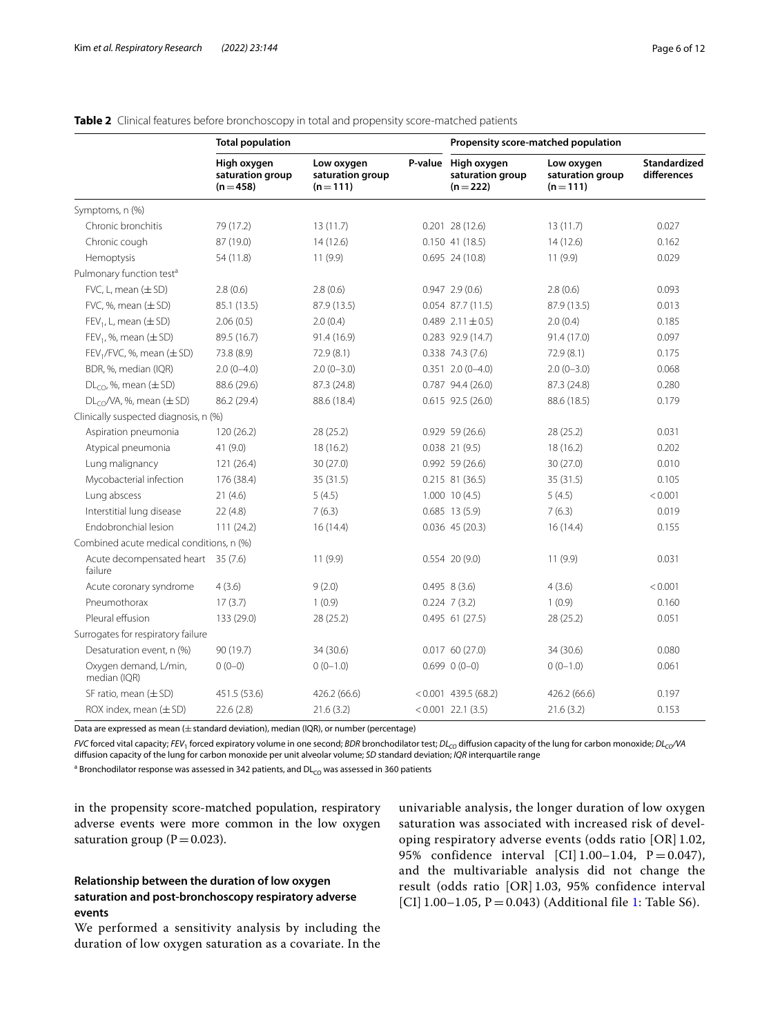**Table 2** Clinical features before bronchoscopy in total and propensity score-matched patients

| | Total population | | | Propensity score-matched population | | |
|---|---|---|---|---|---|---|
| | High oxygen saturation group (n = 458) | Low oxygen saturation group (n = 111) | P-value | High oxygen saturation group (n = 222) | Low oxygen saturation group (n = 111) | Standardized differences |
| Symptoms, n (%) | | | | | | |
| Chronic bronchitis | 79 (17.2) | 13 (11.7) | 0.201 | 28 (12.6) | 13 (11.7) | 0.027 |
| Chronic cough | 87 (19.0) | 14 (12.6) | 0.150 | 41 (18.5) | 14 (12.6) | 0.162 |
| Hemoptysis | 54 (11.8) | 11 (9.9) | 0.695 | 24 (10.8) | 11 (9.9) | 0.029 |
| Pulmonary function test[a] | | | | | | |
| FVC, L, mean (± SD) | 2.8 (0.6) | 2.8 (0.6) | 0.947 | 2.9 (0.6) | 2.8 (0.6) | 0.093 |
| FVC, %, mean (± SD) | 85.1 (13.5) | 87.9 (13.5) | 0.054 | 87.7 (11.5) | 87.9 (13.5) | 0.013 |
| $FEV_1$, L, mean (± SD) | 2.06 (0.5) | 2.0 (0.4) | 0.489 | 2.11 ± 0.5) | 2.0 (0.4) | 0.185 |
| $FEV_1$, %, mean (± SD) | 89.5 (16.7) | 91.4 (16.9) | 0.283 | 92.9 (14.7) | 91.4 (17.0) | 0.097 |
| $FEV_1$/FVC, %, mean (± SD) | 73.8 (8.9) | 72.9 (8.1) | 0.338 | 74.3 (7.6) | 72.9 (8.1) | 0.175 |
| BDR, %, median (IQR) | 2.0 (0–4.0) | 2.0 (0–3.0) | 0.351 | 2.0 (0–4.0) | 2.0 (0–3.0) | 0.068 |
| $DL_{CO}$, %, mean (± SD) | 88.6 (29.6) | 87.3 (24.8) | 0.787 | 94.4 (26.0) | 87.3 (24.8) | 0.280 |
| $DL_{CO}$/VA, %, mean (± SD) | 86.2 (29.4) | 88.6 (18.4) | 0.615 | 92.5 (26.0) | 88.6 (18.5) | 0.179 |
| Clinically suspected diagnosis, n (%) | | | | | | |
| Aspiration pneumonia | 120 (26.2) | 28 (25.2) | 0.929 | 59 (26.6) | 28 (25.2) | 0.031 |
| Atypical pneumonia | 41 (9.0) | 18 (16.2) | 0.038 | 21 (9.5) | 18 (16.2) | 0.202 |
| Lung malignancy | 121 (26.4) | 30 (27.0) | 0.992 | 59 (26.6) | 30 (27.0) | 0.010 |
| Mycobacterial infection | 176 (38.4) | 35 (31.5) | 0.215 | 81 (36.5) | 35 (31.5) | 0.105 |
| Lung abscess | 21 (4.6) | 5 (4.5) | 1.000 | 10 (4.5) | 5 (4.5) | < 0.001 |
| Interstitial lung disease | 22 (4.8) | 7 (6.3) | 0.685 | 13 (5.9) | 7 (6.3) | 0.019 |
| Endobronchial lesion | 111 (24.2) | 16 (14.4) | 0.036 | 45 (20.3) | 16 (14.4) | 0.155 |
| Combined acute medical conditions, n (%) | | | | | | |
| Acute decompensated heart failure | 35 (7.6) | 11 (9.9) | 0.554 | 20 (9.0) | 11 (9.9) | 0.031 |
| Acute coronary syndrome | 4 (3.6) | 9 (2.0) | 0.495 | 8 (3.6) | 4 (3.6) | < 0.001 |
| Pneumothorax | 17 (3.7) | 1 (0.9) | 0.224 | 7 (3.2) | 1 (0.9) | 0.160 |
| Pleural effusion | 133 (29.0) | 28 (25.2) | 0.495 | 61 (27.5) | 28 (25.2) | 0.051 |
| Surrogates for respiratory failure | | | | | | |
| Desaturation event, n (%) | 90 (19.7) | 34 (30.6) | 0.017 | 60 (27.0) | 34 (30.6) | 0.080 |
| Oxygen demand, L/min, median (IQR) | 0 (0–0) | 0 (0–1.0) | 0.699 | 0 (0–0) | 0 (0–1.0) | 0.061 |
| SF ratio, mean (± SD) | 451.5 (53.6) | 426.2 (66.6) | < 0.001 | 439.5 (68.2) | 426.2 (66.6) | 0.197 |
| ROX index, mean (± SD) | 22.6 (2.8) | 21.6 (3.2) | < 0.001 | 22.1 (3.5) | 21.6 (3.2) | 0.153 |

Data are expressed as mean (± standard deviation), median (IQR), or number (percentage)

*FVC* forced vital capacity; *$FEV_1$* forced expiratory volume in one second; *BDR* bronchodilator test; *$DL_{CO}$* diffusion capacity of the lung for carbon monoxide; *$DL_{CO}$/VA* diffusion capacity of the lung for carbon monoxide per unit alveolar volume; *SD* standard deviation; *IQR* interquartile range

[a] Bronchodilator response was assessed in 342 patients, and $DL_{CO}$ was assessed in 360 patients

in the propensity score-matched population, respiratory adverse events were more common in the low oxygen saturation group (P = 0.023).

### Relationship between the duration of low oxygen saturation and post-bronchoscopy respiratory adverse events

We performed a sensitivity analysis by including the duration of low oxygen saturation as a covariate. In the univariable analysis, the longer duration of low oxygen saturation was associated with increased risk of developing respiratory adverse events (odds ratio [OR] 1.02, 95% confidence interval [CI] 1.00–1.04, P = 0.047), and the multivariable analysis did not change the result (odds ratio [OR] 1.03, 95% confidence interval [CI] 1.00–1.05, P = 0.043) (Additional file 1: Table S6).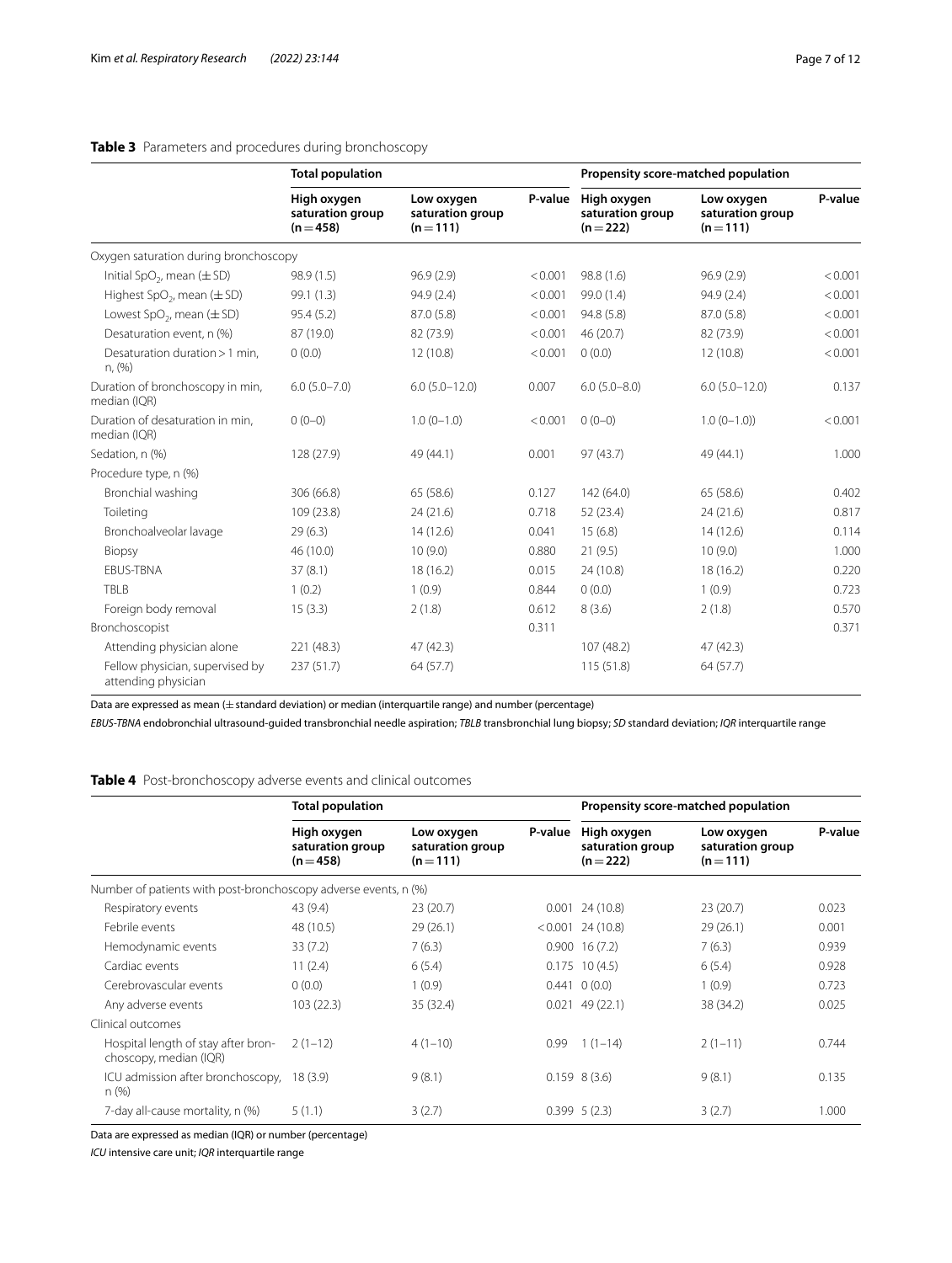**Table 3** Parameters and procedures during bronchoscopy

| | Total population | | | Propensity score-matched population | | |
|---|---|---|---|---|---|---|
| | High oxygen saturation group (n = 458) | Low oxygen saturation group (n = 111) | P-value | High oxygen saturation group (n = 222) | Low oxygen saturation group (n = 111) | P-value |
| Oxygen saturation during bronchoscopy | | | | | | |
| Initial $SpO_2$, mean (± SD) | 98.9 (1.5) | 96.9 (2.9) | < 0.001 | 98.8 (1.6) | 96.9 (2.9) | < 0.001 |
| Highest $SpO_2$, mean (± SD) | 99.1 (1.3) | 94.9 (2.4) | < 0.001 | 99.0 (1.4) | 94.9 (2.4) | < 0.001 |
| Lowest $SpO_2$, mean (± SD) | 95.4 (5.2) | 87.0 (5.8) | < 0.001 | 94.8 (5.8) | 87.0 (5.8) | < 0.001 |
| Desaturation event, n (%) | 87 (19.0) | 82 (73.9) | < 0.001 | 46 (20.7) | 82 (73.9) | < 0.001 |
| Desaturation duration > 1 min, n, (%) | 0 (0.0) | 12 (10.8) | < 0.001 | 0 (0.0) | 12 (10.8) | < 0.001 |
| Duration of bronchoscopy in min, median (IQR) | 6.0 (5.0–7.0) | 6.0 (5.0–12.0) | 0.007 | 6.0 (5.0–8.0) | 6.0 (5.0–12.0) | 0.137 |
| Duration of desaturation in min, median (IQR) | 0 (0–0) | 1.0 (0–1.0) | < 0.001 | 0 (0–0) | 1.0 (0–1.0)) | < 0.001 |
| Sedation, n (%) | 128 (27.9) | 49 (44.1) | 0.001 | 97 (43.7) | 49 (44.1) | 1.000 |
| Procedure type, n (%) | | | | | | |
| Bronchial washing | 306 (66.8) | 65 (58.6) | 0.127 | 142 (64.0) | 65 (58.6) | 0.402 |
| Toileting | 109 (23.8) | 24 (21.6) | 0.718 | 52 (23.4) | 24 (21.6) | 0.817 |
| Bronchoalveolar lavage | 29 (6.3) | 14 (12.6) | 0.041 | 15 (6.8) | 14 (12.6) | 0.114 |
| Biopsy | 46 (10.0) | 10 (9.0) | 0.880 | 21 (9.5) | 10 (9.0) | 1.000 |
| EBUS-TBNA | 37 (8.1) | 18 (16.2) | 0.015 | 24 (10.8) | 18 (16.2) | 0.220 |
| TBLB | 1 (0.2) | 1 (0.9) | 0.844 | 0 (0.0) | 1 (0.9) | 0.723 |
| Foreign body removal | 15 (3.3) | 2 (1.8) | 0.612 | 8 (3.6) | 2 (1.8) | 0.570 |
| Bronchoscopist | | | 0.311 | | | 0.371 |
| Attending physician alone | 221 (48.3) | 47 (42.3) | | 107 (48.2) | 47 (42.3) | |
| Fellow physician, supervised by attending physician | 237 (51.7) | 64 (57.7) | | 115 (51.8) | 64 (57.7) | |

Data are expressed as mean (± standard deviation) or median (interquartile range) and number (percentage)

*EBUS-TBNA* endobronchial ultrasound-guided transbronchial needle aspiration; *TBLB* transbronchial lung biopsy; *SD* standard deviation; *IQR* interquartile range

**Table 4** Post-bronchoscopy adverse events and clinical outcomes

| | Total population | | | Propensity score-matched population | | |
|---|---|---|---|---|---|---|
| | High oxygen saturation group (n = 458) | Low oxygen saturation group (n = 111) | P-value | High oxygen saturation group (n = 222) | Low oxygen saturation group (n = 111) | P-value |
| Number of patients with post-bronchoscopy adverse events, n (%) | | | | | | |
| Respiratory events | 43 (9.4) | 23 (20.7) | 0.001 | 24 (10.8) | 23 (20.7) | 0.023 |
| Febrile events | 48 (10.5) | 29 (26.1) | < 0.001 | 24 (10.8) | 29 (26.1) | 0.001 |
| Hemodynamic events | 33 (7.2) | 7 (6.3) | 0.900 | 16 (7.2) | 7 (6.3) | 0.939 |
| Cardiac events | 11 (2.4) | 6 (5.4) | 0.175 | 10 (4.5) | 6 (5.4) | 0.928 |
| Cerebrovascular events | 0 (0.0) | 1 (0.9) | 0.441 | 0 (0.0) | 1 (0.9) | 0.723 |
| Any adverse events | 103 (22.3) | 35 (32.4) | 0.021 | 49 (22.1) | 38 (34.2) | 0.025 |
| Clinical outcomes | | | | | | |
| Hospital length of stay after bronchoscopy, median (IQR) | 2 (1–12) | 4 (1–10) | 0.99 | 1 (1–14) | 2 (1–11) | 0.744 |
| ICU admission after bronchoscopy, n (%) | 18 (3.9) | 9 (8.1) | 0.159 | 8 (3.6) | 9 (8.1) | 0.135 |
| 7-day all-cause mortality, n (%) | 5 (1.1) | 3 (2.7) | 0.399 | 5 (2.3) | 3 (2.7) | 1.000 |

Data are expressed as median (IQR) or number (percentage)

*ICU* intensive care unit; *IQR* interquartile range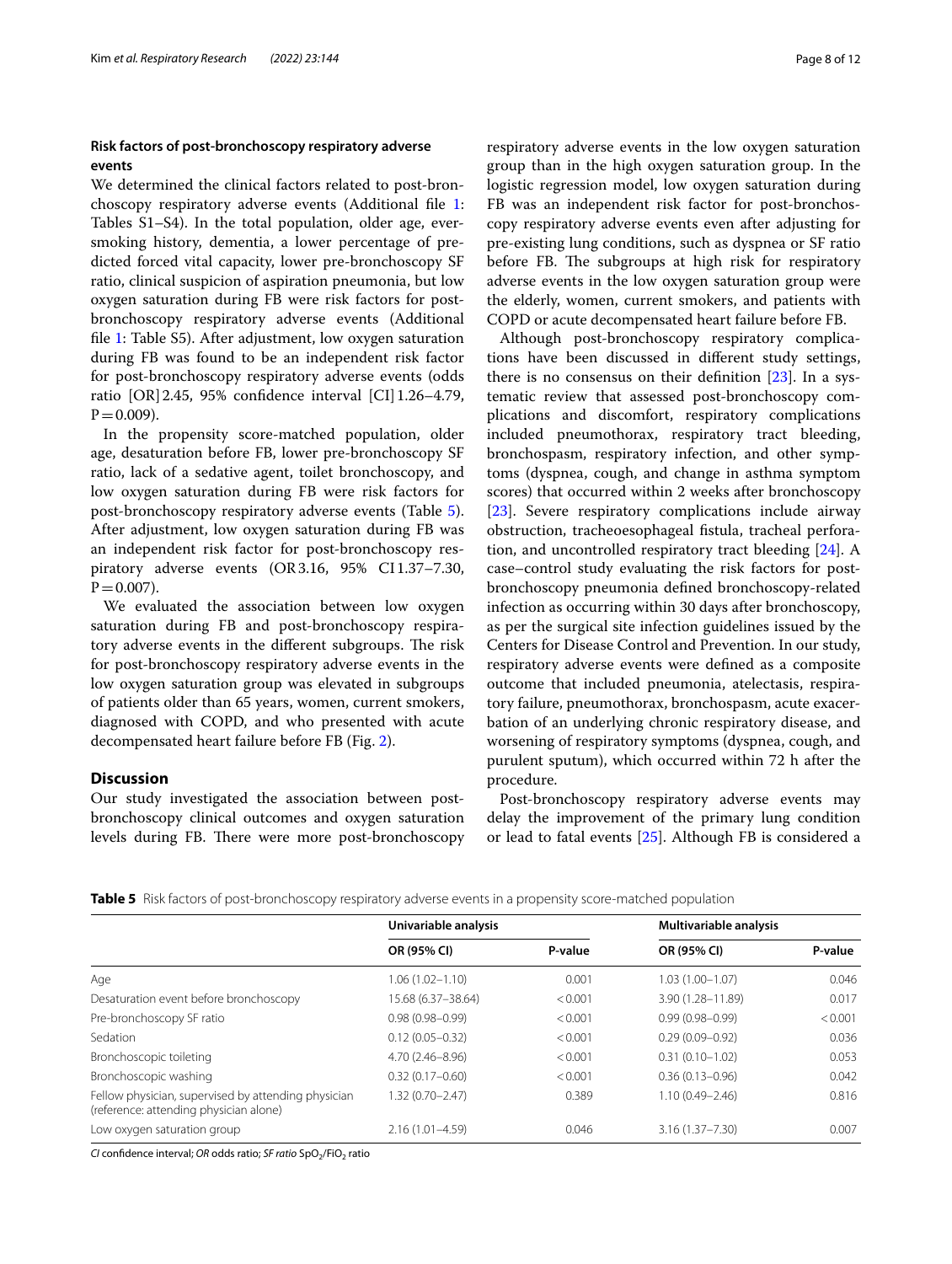### Risk factors of post-bronchoscopy respiratory adverse events

We determined the clinical factors related to post-bronchoscopy respiratory adverse events (Additional file 1: Tables S1–S4). In the total population, older age, ever-smoking history, dementia, a lower percentage of predicted forced vital capacity, lower pre-bronchoscopy SF ratio, clinical suspicion of aspiration pneumonia, but low oxygen saturation during FB were risk factors for post-bronchoscopy respiratory adverse events (Additional file 1: Table S5). After adjustment, low oxygen saturation during FB was found to be an independent risk factor for post-bronchoscopy respiratory adverse events (odds ratio [OR] 2.45, 95% confidence interval [CI] 1.26–4.79, P = 0.009).

In the propensity score-matched population, older age, desaturation before FB, lower pre-bronchoscopy SF ratio, lack of a sedative agent, toilet bronchoscopy, and low oxygen saturation during FB were risk factors for post-bronchoscopy respiratory adverse events (Table 5). After adjustment, low oxygen saturation during FB was an independent risk factor for post-bronchoscopy respiratory adverse events (OR 3.16, 95% CI 1.37–7.30, P = 0.007).

We evaluated the association between low oxygen saturation during FB and post-bronchoscopy respiratory adverse events in the different subgroups. The risk for post-bronchoscopy respiratory adverse events in the low oxygen saturation group was elevated in subgroups of patients older than 65 years, women, current smokers, diagnosed with COPD, and who presented with acute decompensated heart failure before FB (Fig. 2).

## Discussion

Our study investigated the association between post-bronchoscopy clinical outcomes and oxygen saturation levels during FB. There were more post-bronchoscopy respiratory adverse events in the low oxygen saturation group than in the high oxygen saturation group. In the logistic regression model, low oxygen saturation during FB was an independent risk factor for post-bronchoscopy respiratory adverse events even after adjusting for pre-existing lung conditions, such as dyspnea or SF ratio before FB. The subgroups at high risk for respiratory adverse events in the low oxygen saturation group were the elderly, women, current smokers, and patients with COPD or acute decompensated heart failure before FB.

Although post-bronchoscopy respiratory complications have been discussed in different study settings, there is no consensus on their definition [23]. In a systematic review that assessed post-bronchoscopy complications and discomfort, respiratory complications included pneumothorax, respiratory tract bleeding, bronchospasm, respiratory infection, and other symptoms (dyspnea, cough, and change in asthma symptom scores) that occurred within 2 weeks after bronchoscopy [23]. Severe respiratory complications include airway obstruction, tracheoesophageal fistula, tracheal perforation, and uncontrolled respiratory tract bleeding [24]. A case–control study evaluating the risk factors for post-bronchoscopy pneumonia defined bronchoscopy-related infection as occurring within 30 days after bronchoscopy, as per the surgical site infection guidelines issued by the Centers for Disease Control and Prevention. In our study, respiratory adverse events were defined as a composite outcome that included pneumonia, atelectasis, respiratory failure, pneumothorax, bronchospasm, acute exacerbation of an underlying chronic respiratory disease, and worsening of respiratory symptoms (dyspnea, cough, and purulent sputum), which occurred within 72 h after the procedure.

Post-bronchoscopy respiratory adverse events may delay the improvement of the primary lung condition or lead to fatal events [25]. Although FB is considered a

**Table 5** Risk factors of post-bronchoscopy respiratory adverse events in a propensity score-matched population

| | Univariable analysis | | Multivariable analysis | |
|---|---|---|---|---|
| | OR (95% CI) | P-value | OR (95% CI) | P-value |
| Age | 1.06 (1.02–1.10) | 0.001 | 1.03 (1.00–1.07) | 0.046 |
| Desaturation event before bronchoscopy | 15.68 (6.37–38.64) | < 0.001 | 3.90 (1.28–11.89) | 0.017 |
| Pre-bronchoscopy SF ratio | 0.98 (0.98–0.99) | < 0.001 | 0.99 (0.98–0.99) | < 0.001 |
| Sedation | 0.12 (0.05–0.32) | < 0.001 | 0.29 (0.09–0.92) | 0.036 |
| Bronchoscopic toileting | 4.70 (2.46–8.96) | < 0.001 | 0.31 (0.10–1.02) | 0.053 |
| Bronchoscopic washing | 0.32 (0.17–0.60) | < 0.001 | 0.36 (0.13–0.96) | 0.042 |
| Fellow physician, supervised by attending physician (reference: attending physician alone) | 1.32 (0.70–2.47) | 0.389 | 1.10 (0.49–2.46) | 0.816 |
| Low oxygen saturation group | 2.16 (1.01–4.59) | 0.046 | 3.16 (1.37–7.30) | 0.007 |

*CI* confidence interval; *OR* odds ratio; *SF ratio* $SpO_2/FiO_2$ ratio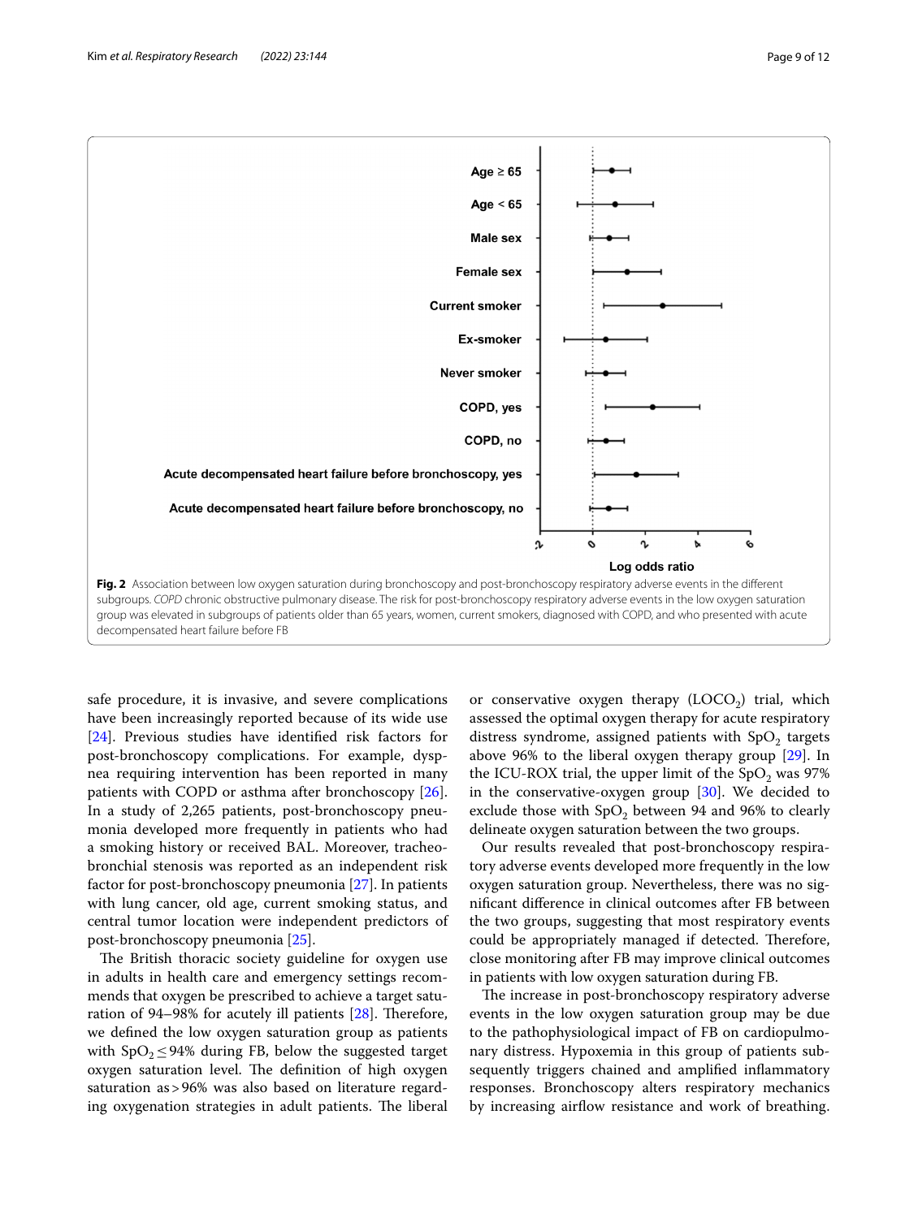Fig. 2 Association between low oxygen saturation during bronchoscopy and post-bronchoscopy respiratory adverse events in the different subgroups. *COPD* chronic obstructive pulmonary disease. The risk for post-bronchoscopy respiratory adverse events in the low oxygen saturation group was elevated in subgroups of patients older than 65 years, women, current smokers, diagnosed with COPD, and who presented with acute decompensated heart failure before FB

safe procedure, it is invasive, and severe complications have been increasingly reported because of its wide use [24]. Previous studies have identified risk factors for post-bronchoscopy complications. For example, dyspnea requiring intervention has been reported in many patients with COPD or asthma after bronchoscopy [26]. In a study of 2,265 patients, post-bronchoscopy pneumonia developed more frequently in patients who had a smoking history or received BAL. Moreover, tracheobronchial stenosis was reported as an independent risk factor for post-bronchoscopy pneumonia [27]. In patients with lung cancer, old age, current smoking status, and central tumor location were independent predictors of post-bronchoscopy pneumonia [25].

The British thoracic society guideline for oxygen use in adults in health care and emergency settings recommends that oxygen be prescribed to achieve a target saturation of 94–98% for acutely ill patients [28]. Therefore, we defined the low oxygen saturation group as patients with $SpO_2 \leq 94\%$ during FB, below the suggested target oxygen saturation level. The definition of high oxygen saturation as > 96% was also based on literature regarding oxygenation strategies in adult patients. The liberal or conservative oxygen therapy ($LOCO_2$) trial, which assessed the optimal oxygen therapy for acute respiratory distress syndrome, assigned patients with $SpO_2$ targets above 96% to the liberal oxygen therapy group [29]. In the ICU-ROX trial, the upper limit of the $SpO_2$ was 97% in the conservative-oxygen group [30]. We decided to exclude those with $SpO_2$ between 94 and 96% to clearly delineate oxygen saturation between the two groups.

Our results revealed that post-bronchoscopy respiratory adverse events developed more frequently in the low oxygen saturation group. Nevertheless, there was no significant difference in clinical outcomes after FB between the two groups, suggesting that most respiratory events could be appropriately managed if detected. Therefore, close monitoring after FB may improve clinical outcomes in patients with low oxygen saturation during FB.

The increase in post-bronchoscopy respiratory adverse events in the low oxygen saturation group may be due to the pathophysiological impact of FB on cardiopulmonary distress. Hypoxemia in this group of patients subsequently triggers chained and amplified inflammatory responses. Bronchoscopy alters respiratory mechanics by increasing airflow resistance and work of breathing.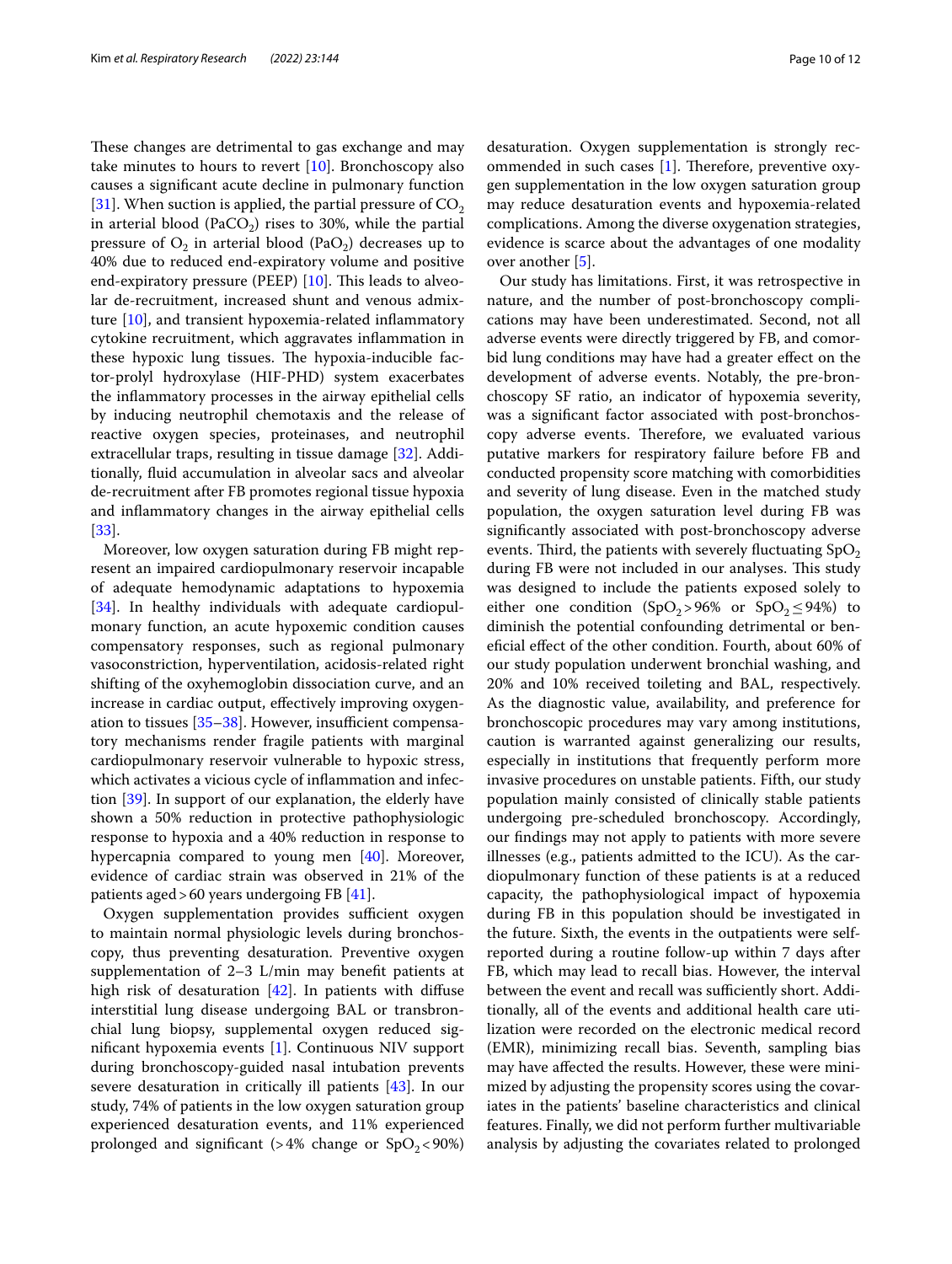These changes are detrimental to gas exchange and may take minutes to hours to revert [10]. Bronchoscopy also causes a significant acute decline in pulmonary function [31]. When suction is applied, the partial pressure of $CO_2$ in arterial blood ($PaCO_2$) rises to 30%, while the partial pressure of $O_2$ in arterial blood ($PaO_2$) decreases up to 40% due to reduced end-expiratory volume and positive end-expiratory pressure (PEEP) [10]. This leads to alveolar de-recruitment, increased shunt and venous admixture [10], and transient hypoxemia-related inflammatory cytokine recruitment, which aggravates inflammation in these hypoxic lung tissues. The hypoxia-inducible factor-prolyl hydroxylase (HIF-PHD) system exacerbates the inflammatory processes in the airway epithelial cells by inducing neutrophil chemotaxis and the release of reactive oxygen species, proteinases, and neutrophil extracellular traps, resulting in tissue damage [32]. Additionally, fluid accumulation in alveolar sacs and alveolar de-recruitment after FB promotes regional tissue hypoxia and inflammatory changes in the airway epithelial cells [33].

Moreover, low oxygen saturation during FB might represent an impaired cardiopulmonary reservoir incapable of adequate hemodynamic adaptations to hypoxemia [34]. In healthy individuals with adequate cardiopulmonary function, an acute hypoxemic condition causes compensatory responses, such as regional pulmonary vasoconstriction, hyperventilation, acidosis-related right shifting of the oxyhemoglobin dissociation curve, and an increase in cardiac output, effectively improving oxygenation to tissues [35–38]. However, insufficient compensatory mechanisms render fragile patients with marginal cardiopulmonary reservoir vulnerable to hypoxic stress, which activates a vicious cycle of inflammation and infection [39]. In support of our explanation, the elderly have shown a 50% reduction in protective pathophysiologic response to hypoxia and a 40% reduction in response to hypercapnia compared to young men [40]. Moreover, evidence of cardiac strain was observed in 21% of the patients aged > 60 years undergoing FB [41].

Oxygen supplementation provides sufficient oxygen to maintain normal physiologic levels during bronchoscopy, thus preventing desaturation. Preventive oxygen supplementation of 2–3 L/min may benefit patients at high risk of desaturation [42]. In patients with diffuse interstitial lung disease undergoing BAL or transbronchial lung biopsy, supplemental oxygen reduced significant hypoxemia events [1]. Continuous NIV support during bronchoscopy-guided nasal intubation prevents severe desaturation in critically ill patients [43]. In our study, 74% of patients in the low oxygen saturation group experienced desaturation events, and 11% experienced prolonged and significant (> 4% change or $SpO_2 < 90\%$) desaturation. Oxygen supplementation is strongly recommended in such cases [1]. Therefore, preventive oxygen supplementation in the low oxygen saturation group may reduce desaturation events and hypoxemia-related complications. Among the diverse oxygenation strategies, evidence is scarce about the advantages of one modality over another [5].

Our study has limitations. First, it was retrospective in nature, and the number of post-bronchoscopy complications may have been underestimated. Second, not all adverse events were directly triggered by FB, and comorbid lung conditions may have had a greater effect on the development of adverse events. Notably, the pre-bronchoscopy SF ratio, an indicator of hypoxemia severity, was a significant factor associated with post-bronchoscopy adverse events. Therefore, we evaluated various putative markers for respiratory failure before FB and conducted propensity score matching with comorbidities and severity of lung disease. Even in the matched study population, the oxygen saturation level during FB was significantly associated with post-bronchoscopy adverse events. Third, the patients with severely fluctuating $SpO_2$ during FB were not included in our analyses. This study was designed to include the patients exposed solely to either one condition ($SpO_2 > 96\%$ or $SpO_2 \leq 94\%$) to diminish the potential confounding detrimental or beneficial effect of the other condition. Fourth, about 60% of our study population underwent bronchial washing, and 20% and 10% received toileting and BAL, respectively. As the diagnostic value, availability, and preference for bronchoscopic procedures may vary among institutions, caution is warranted against generalizing our results, especially in institutions that frequently perform more invasive procedures on unstable patients. Fifth, our study population mainly consisted of clinically stable patients undergoing pre-scheduled bronchoscopy. Accordingly, our findings may not apply to patients with more severe illnesses (e.g., patients admitted to the ICU). As the cardiopulmonary function of these patients is at a reduced capacity, the pathophysiological impact of hypoxemia during FB in this population should be investigated in the future. Sixth, the events in the outpatients were self-reported during a routine follow-up within 7 days after FB, which may lead to recall bias. However, the interval between the event and recall was sufficiently short. Additionally, all of the events and additional health care utilization were recorded on the electronic medical record (EMR), minimizing recall bias. Seventh, sampling bias may have affected the results. However, these were minimized by adjusting the propensity scores using the covariates in the patients' baseline characteristics and clinical features. Finally, we did not perform further multivariable analysis by adjusting the covariates related to prolonged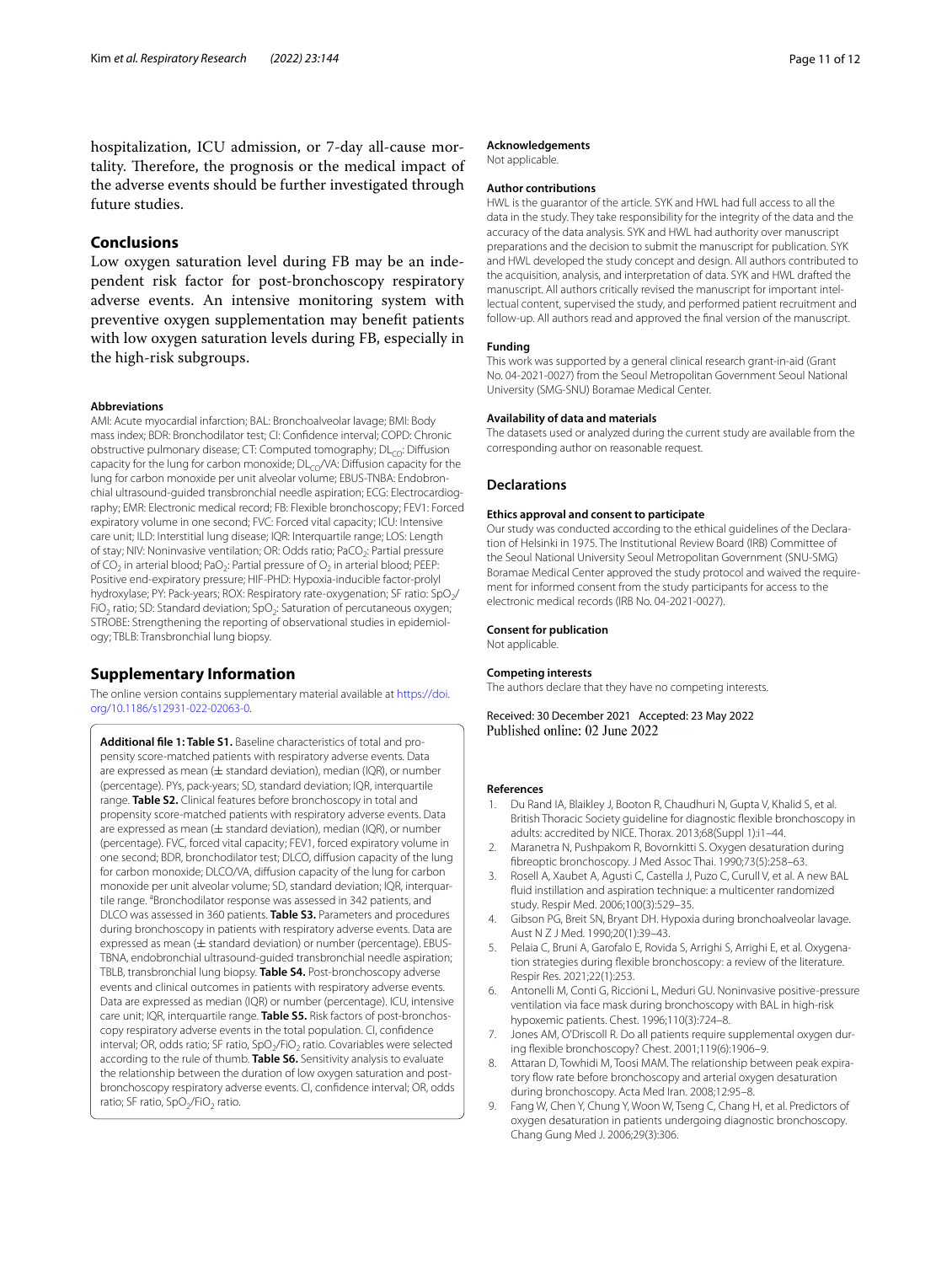hospitalization, ICU admission, or 7-day all-cause mortality. Therefore, the prognosis or the medical impact of the adverse events should be further investigated through future studies.

## Conclusions

Low oxygen saturation level during FB may be an independent risk factor for post-bronchoscopy respiratory adverse events. An intensive monitoring system with preventive oxygen supplementation may benefit patients with low oxygen saturation levels during FB, especially in the high-risk subgroups.

#### Abbreviations

AMI: Acute myocardial infarction; BAL: Bronchoalveolar lavage; BMI: Body mass index; BDR: Bronchodilator test; CI: Confidence interval; COPD: Chronic obstructive pulmonary disease; CT: Computed tomography; $DL_{CO}$: Diffusion capacity for the lung for carbon monoxide; $DL_{CO}$/VA: Diffusion capacity for the lung for carbon monoxide per unit alveolar volume; EBUS-TNBA: Endobronchial ultrasound-guided transbronchial needle aspiration; ECG: Electrocardiography; EMR: Electronic medical record; FB: Flexible bronchoscopy; FEV1: Forced expiratory volume in one second; FVC: Forced vital capacity; ICU: Intensive care unit; ILD: Interstitial lung disease; IQR: Interquartile range; LOS: Length of stay; NIV: Noninvasive ventilation; OR: Odds ratio; $PaCO_2$: Partial pressure of $CO_2$ in arterial blood; $PaO_2$: Partial pressure of $O_2$ in arterial blood; PEEP: Positive end-expiratory pressure; HIF-PHD: Hypoxia-inducible factor-prolyl hydroxylase; PY: Pack-years; ROX: Respiratory rate-oxygenation; SF ratio: $SpO_2$/$FiO_2$ ratio; SD: Standard deviation; $SpO_2$: Saturation of percutaneous oxygen; STROBE: Strengthening the reporting of observational studies in epidemiology; TBLB: Transbronchial lung biopsy.

## Supplementary Information

The online version contains supplementary material available at https://doi.org/10.1186/s12931-022-02063-0.

**Additional file 1: Table S1.** Baseline characteristics of total and propensity score-matched patients with respiratory adverse events. Data are expressed as mean (± standard deviation), median (IQR), or number (percentage). PYs, pack-years; SD, standard deviation; IQR, interquartile range. **Table S2.** Clinical features before bronchoscopy in total and propensity score-matched patients with respiratory adverse events. Data are expressed as mean (± standard deviation), median (IQR), or number (percentage). FVC, forced vital capacity; FEV1, forced expiratory volume in one second; BDR, bronchodilator test; DLCO, diffusion capacity of the lung for carbon monoxide; DLCO/VA, diffusion capacity of the lung for carbon monoxide per unit alveolar volume; SD, standard deviation; IQR, interquartile range. [a]Bronchodilator response was assessed in 342 patients, and DLCO was assessed in 360 patients. **Table S3.** Parameters and procedures during bronchoscopy in patients with respiratory adverse events. Data are expressed as mean (± standard deviation) or number (percentage). EBUS-TBNA, endobronchial ultrasound-guided transbronchial needle aspiration; TBLB, transbronchial lung biopsy. **Table S4.** Post-bronchoscopy adverse events and clinical outcomes in patients with respiratory adverse events. Data are expressed as median (IQR) or number (percentage). ICU, intensive care unit; IQR, interquartile range. **Table S5.** Risk factors of post-bronchoscopy respiratory adverse events in the total population. CI, confidence interval; OR, odds ratio; SF ratio, $SpO_2$/$FiO_2$ ratio. Covariables were selected according to the rule of thumb. **Table S6.** Sensitivity analysis to evaluate the relationship between the duration of low oxygen saturation and post-bronchoscopy respiratory adverse events. CI, confidence interval; OR, odds ratio; SF ratio, $SpO_2$/$FiO_2$ ratio.

#### Acknowledgements

Not applicable.

#### Author contributions

HWL is the guarantor of the article. SYK and HWL had full access to all the data in the study. They take responsibility for the integrity of the data and the accuracy of the data analysis. SYK and HWL had authority over manuscript preparations and the decision to submit the manuscript for publication. SYK and HWL developed the study concept and design. All authors contributed to the acquisition, analysis, and interpretation of data. SYK and HWL drafted the manuscript. All authors critically revised the manuscript for important intellectual content, supervised the study, and performed patient recruitment and follow-up. All authors read and approved the final version of the manuscript.

#### Funding

This work was supported by a general clinical research grant-in-aid (Grant No. 04-2021-0027) from the Seoul Metropolitan Government Seoul National University (SMG-SNU) Boramae Medical Center.

#### Availability of data and materials

The datasets used or analyzed during the current study are available from the corresponding author on reasonable request.

## Declarations

#### Ethics approval and consent to participate

Our study was conducted according to the ethical guidelines of the Declaration of Helsinki in 1975. The Institutional Review Board (IRB) Committee of the Seoul National University Seoul Metropolitan Government (SNU-SMG) Boramae Medical Center approved the study protocol and waived the requirement for informed consent from the study participants for access to the electronic medical records (IRB No. 04-2021-0027).

#### Consent for publication

Not applicable.

#### Competing interests

The authors declare that they have no competing interests.

Received: 30 December 2021 Accepted: 23 May 2022
Published online: 02 June 2022

#### References

1. Du Rand IA, Blaikley J, Booton R, Chaudhuri N, Gupta V, Khalid S, et al. British Thoracic Society guideline for diagnostic flexible bronchoscopy in adults: accredited by NICE. Thorax. 2013;68(Suppl 1):i1–44.
2. Maranetra N, Pushpakom R, Bovornkitti S. Oxygen desaturation during fibreoptic bronchoscopy. J Med Assoc Thai. 1990;73(5):258–63.
3. Rosell A, Xaubet A, Agusti C, Castella J, Puzo C, Curull V, et al. A new BAL fluid instillation and aspiration technique: a multicenter randomized study. Respir Med. 2006;100(3):529–35.
4. Gibson PG, Breit SN, Bryant DH. Hypoxia during bronchoalveolar lavage. Aust N Z J Med. 1990;20(1):39–43.
5. Pelaia C, Bruni A, Garofalo E, Rovida S, Arrighi S, Arrighi E, et al. Oxygenation strategies during flexible bronchoscopy: a review of the literature. Respir Res. 2021;22(1):253.
6. Antonelli M, Conti G, Riccioni L, Meduri GU. Noninvasive positive-pressure ventilation via face mask during bronchoscopy with BAL in high-risk hypoxemic patients. Chest. 1996;110(3):724–8.
7. Jones AM, O'Driscoll R. Do all patients require supplemental oxygen during flexible bronchoscopy? Chest. 2001;119(6):1906–9.
8. Attaran D, Towhidi M, Toosi MAM. The relationship between peak expiratory flow rate before bronchoscopy and arterial oxygen desaturation during bronchoscopy. Acta Med Iran. 2008;12:95–8.
9. Fang W, Chen Y, Chung Y, Woon W, Tseng C, Chang H, et al. Predictors of oxygen desaturation in patients undergoing diagnostic bronchoscopy. Chang Gung Med J. 2006;29(3):306.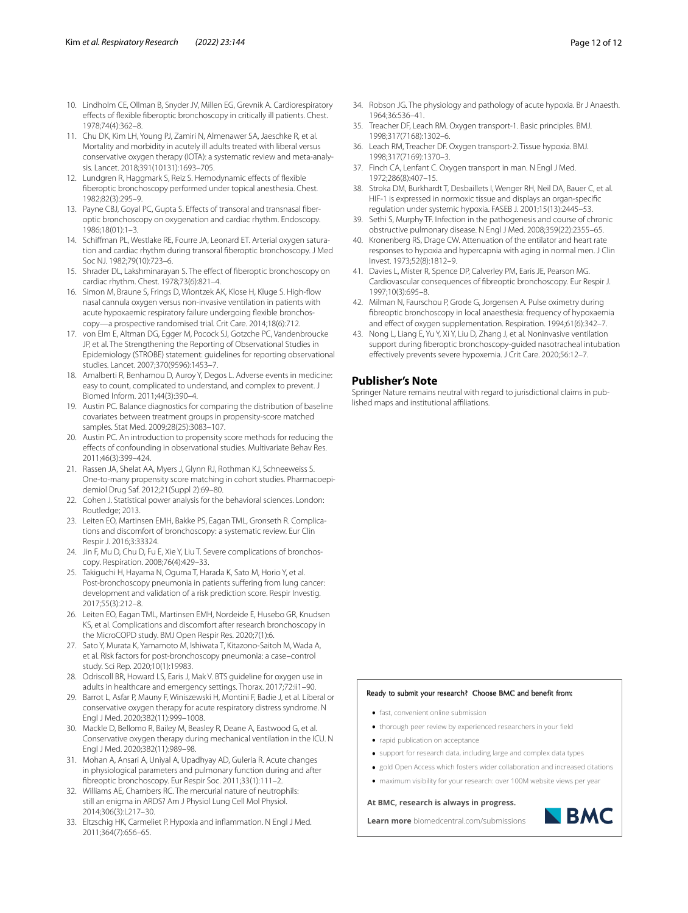10. Lindholm CE, Ollman B, Snyder JV, Millen EG, Grevnik A. Cardiorespiratory effects of flexible fiberoptic bronchoscopy in critically ill patients. Chest. 1978;74(4):362–8.
11. Chu DK, Kim LH, Young PJ, Zamiri N, Almenawer SA, Jaeschke R, et al. Mortality and morbidity in acutely ill adults treated with liberal versus conservative oxygen therapy (IOTA): a systematic review and meta-analysis. Lancet. 2018;391(10131):1693–705.
12. Lundgren R, Haggmark S, Reiz S. Hemodynamic effects of flexible fiberoptic bronchoscopy performed under topical anesthesia. Chest. 1982;82(3):295–9.
13. Payne CBJ, Goyal PC, Gupta S. Effects of transoral and transnasal fiberoptic bronchoscopy on oxygenation and cardiac rhythm. Endoscopy. 1986;18(01):1–3.
14. Schiffman PL, Westlake RE, Fourre JA, Leonard ET. Arterial oxygen saturation and cardiac rhythm during transoral fiberoptic bronchoscopy. J Med Soc NJ. 1982;79(10):723–6.
15. Shrader DL, Lakshminarayan S. The effect of fiberoptic bronchoscopy on cardiac rhythm. Chest. 1978;73(6):821–4.
16. Simon M, Braune S, Frings D, Wiontzek AK, Klose H, Kluge S. High-flow nasal cannula oxygen versus non-invasive ventilation in patients with acute hypoxaemic respiratory failure undergoing flexible bronchoscopy—a prospective randomised trial. Crit Care. 2014;18(6):712.
17. von Elm E, Altman DG, Egger M, Pocock SJ, Gotzche PC, Vandenbroucke JP, et al. The Strengthening the Reporting of Observational Studies in Epidemiology (STROBE) statement: guidelines for reporting observational studies. Lancet. 2007;370(9596):1453–7.
18. Amalberti R, Benhamou D, Auroy Y, Degos L. Adverse events in medicine: easy to count, complicated to understand, and complex to prevent. J Biomed Inform. 2011;44(3):390–4.
19. Austin PC. Balance diagnostics for comparing the distribution of baseline covariates between treatment groups in propensity-score matched samples. Stat Med. 2009;28(25):3083–107.
20. Austin PC. An introduction to propensity score methods for reducing the effects of confounding in observational studies. Multivariate Behav Res. 2011;46(3):399–424.
21. Rassen JA, Shelat AA, Myers J, Glynn RJ, Rothman KJ, Schneeweiss S. One-to-many propensity score matching in cohort studies. Pharmacoepidemiol Drug Saf. 2012;21(Suppl 2):69–80.
22. Cohen J. Statistical power analysis for the behavioral sciences. London: Routledge; 2013.
23. Leiten EO, Martinsen EMH, Bakke PS, Eagan TML, Gronseth R. Complications and discomfort of bronchoscopy: a systematic review. Eur Clin Respir J. 2016;3:33324.
24. Jin F, Mu D, Chu D, Fu E, Xie Y, Liu T. Severe complications of bronchoscopy. Respiration. 2008;76(4):429–33.
25. Takiguchi H, Hayama N, Oguma T, Harada K, Sato M, Horio Y, et al. Post-bronchoscopy pneumonia in patients suffering from lung cancer: development and validation of a risk prediction score. Respir Investig. 2017;55(3):212–8.
26. Leiten EO, Eagan TML, Martinsen EMH, Nordeide E, Husebo GR, Knudsen KS, et al. Complications and discomfort after research bronchoscopy in the MicroCOPD study. BMJ Open Respir Res. 2020;7(1):6.
27. Sato Y, Murata K, Yamamoto M, Ishiwata T, Kitazono-Saitoh M, Wada A, et al. Risk factors for post-bronchoscopy pneumonia: a case–control study. Sci Rep. 2020;10(1):19983.
28. Odriscoll BR, Howard LS, Earis J, Mak V. BTS guideline for oxygen use in adults in healthcare and emergency settings. Thorax. 2017;72:ii1–90.
29. Barrot L, Asfar P, Mauny F, Winiszewski H, Montini F, Badie J, et al. Liberal or conservative oxygen therapy for acute respiratory distress syndrome. N Engl J Med. 2020;382(11):999–1008.
30. Mackle D, Bellomo R, Bailey M, Beasley R, Deane A, Eastwood G, et al. Conservative oxygen therapy during mechanical ventilation in the ICU. N Engl J Med. 2020;382(11):989–98.
31. Mohan A, Ansari A, Uniyal A, Upadhyay AD, Guleria R. Acute changes in physiological parameters and pulmonary function during and after fibreoptic bronchoscopy. Eur Respir Soc. 2011;33(1):111–2.
32. Williams AE, Chambers RC. The mercurial nature of neutrophils: still an enigma in ARDS? Am J Physiol Lung Cell Mol Physiol. 2014;306(3):L217–30.
33. Eltzschig HK, Carmeliet P. Hypoxia and inflammation. N Engl J Med. 2011;364(7):656–65.
34. Robson JG. The physiology and pathology of acute hypoxia. Br J Anaesth. 1964;36:536–41.
35. Treacher DF, Leach RM. Oxygen transport-1. Basic principles. BMJ. 1998;317(7168):1302–6.
36. Leach RM, Treacher DF. Oxygen transport-2. Tissue hypoxia. BMJ. 1998;317(7169):1370–3.
37. Finch CA, Lenfant C. Oxygen transport in man. N Engl J Med. 1972;286(8):407–15.
38. Stroka DM, Burkhardt T, Desbaillets I, Wenger RH, Neil DA, Bauer C, et al. HIF-1 is expressed in normoxic tissue and displays an organ-specific regulation under systemic hypoxia. FASEB J. 2001;15(13):2445–53.
39. Sethi S, Murphy TF. Infection in the pathogenesis and course of chronic obstructive pulmonary disease. N Engl J Med. 2008;359(22):2355–65.
40. Kronenberg RS, Drage CW. Attenuation of the entilator and heart rate responses to hypoxia and hypercapnia with aging in normal men. J Clin Invest. 1973;52(8):1812–9.
41. Davies L, Mister R, Spence DP, Calverley PM, Earis JE, Pearson MG. Cardiovascular consequences of fibreoptic bronchoscopy. Eur Respir J. 1997;10(3):695–8.
42. Milman N, Faurschou P, Grode G, Jorgensen A. Pulse oximetry during fibreoptic bronchoscopy in local anaesthesia: frequency of hypoxaemia and effect of oxygen supplementation. Respiration. 1994;61(6):342–7.
43. Nong L, Liang E, Yu Y, Xi Y, Liu D, Zhang J, et al. Noninvasive ventilation support during fiberoptic bronchoscopy-guided nasotracheal intubation effectively prevents severe hypoxemia. J Crit Care. 2020;56:12–7.

## Publisher's Note

Springer Nature remains neutral with regard to jurisdictional claims in published maps and institutional affiliations.

Ready to submit your research? Choose BMC and benefit from:

- fast, convenient online submission
- thorough peer review by experienced researchers in your field
- rapid publication on acceptance
- support for research data, including large and complex data types
- gold Open Access which fosters wider collaboration and increased citations
- maximum visibility for your research: over 100M website views per year

**At BMC, research is always in progress.**

**Learn more** biomedcentral.com/submissions

BMC